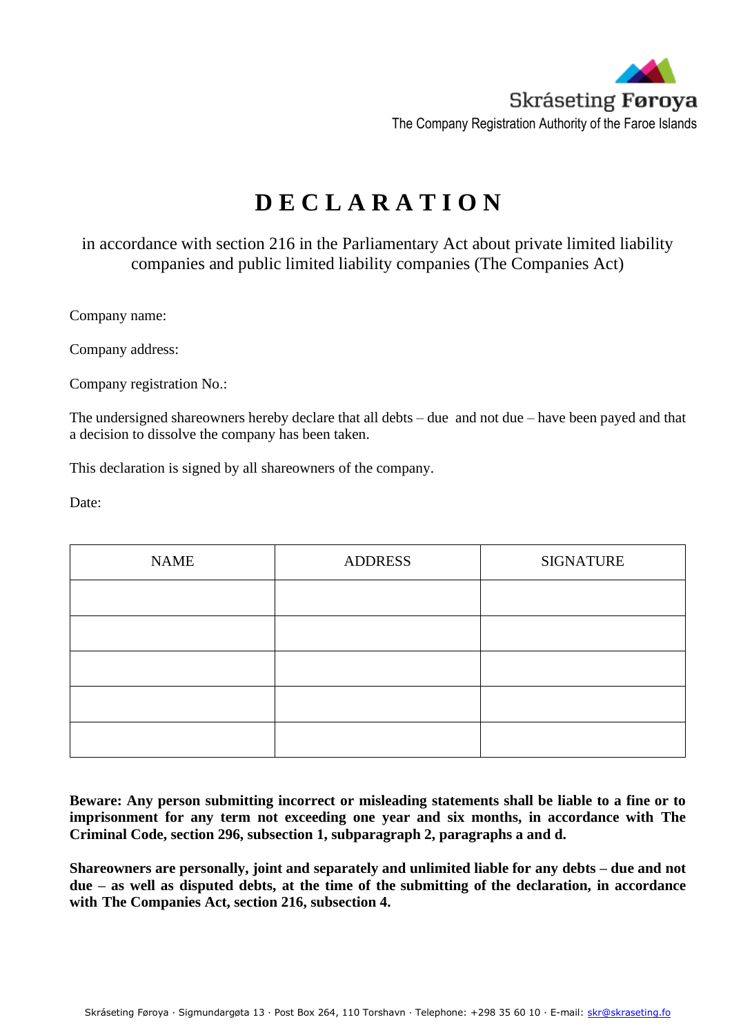Skráseting **Føroya**
The Company Registration Authority of the Faroe Islands

# D E C L A R A T I O N

in accordance with section 216 in the Parliamentary Act about private limited liability companies and public limited liability companies (The Companies Act)

Company name:

Company address:

Company registration No.:

The undersigned shareowners hereby declare that all debts – due and not due – have been payed and that a decision to dissolve the company has been taken.

This declaration is signed by all shareowners of the company.

Date:

| NAME | ADDRESS | SIGNATURE |
|---|---|---|
| | | |
| | | |
| | | |
| | | |
| | | |

**Beware: Any person submitting incorrect or misleading statements shall be liable to a fine or to imprisonment for any term not exceeding one year and six months, in accordance with The Criminal Code, section 296, subsection 1, subparagraph 2, paragraphs a and d.**

**Shareowners are personally, joint and separately and unlimited liable for any debts – due and not due – as well as disputed debts, at the time of the submitting of the declaration, in accordance with The Companies Act, section 216, subsection 4.**

Skráseting Føroya · Sigmundargøta 13 · Post Box 264, 110 Torshavn · Telephone: +298 35 60 10 · E-mail: skr@skraseting.fo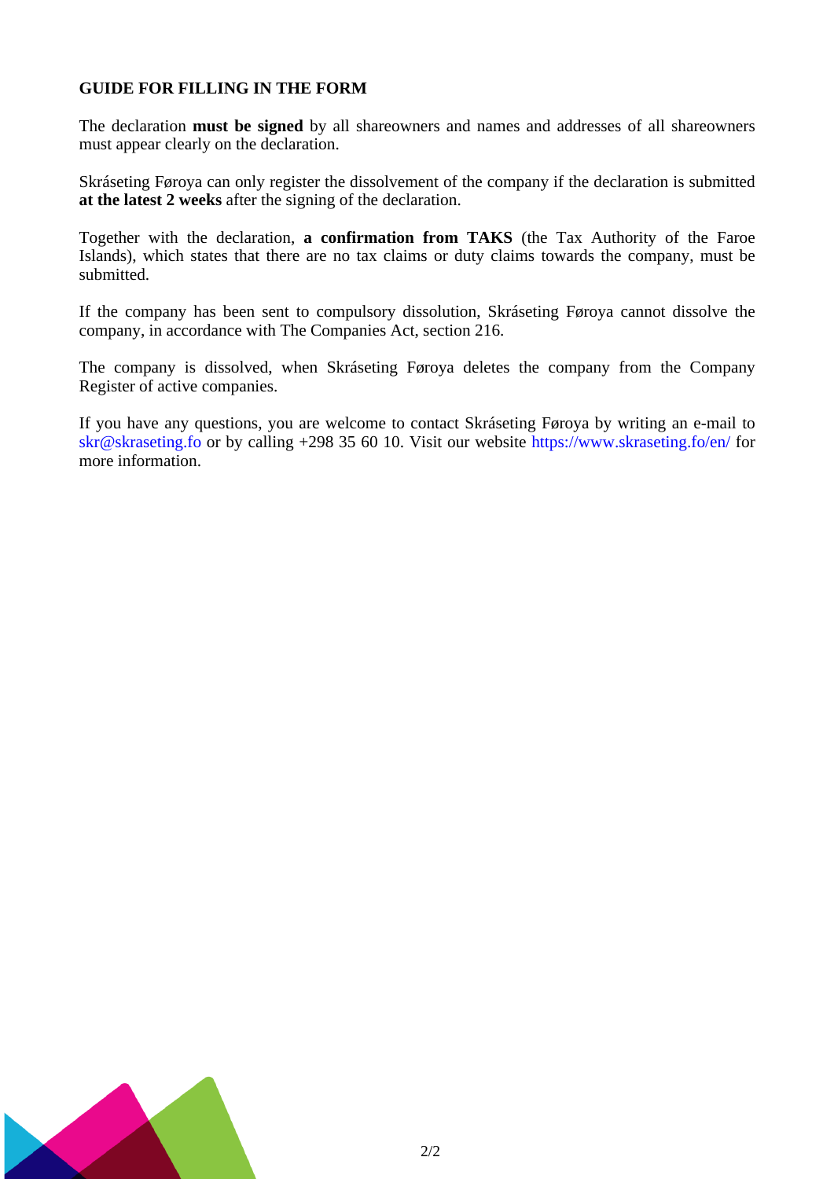**GUIDE FOR FILLING IN THE FORM**

The declaration **must be signed** by all shareowners and names and addresses of all shareowners must appear clearly on the declaration.

Skráseting Føroya can only register the dissolvement of the company if the declaration is submitted **at the latest 2 weeks** after the signing of the declaration.

Together with the declaration, **a confirmation from TAKS** (the Tax Authority of the Faroe Islands), which states that there are no tax claims or duty claims towards the company, must be submitted.

If the company has been sent to compulsory dissolution, Skráseting Føroya cannot dissolve the company, in accordance with The Companies Act, section 216.

The company is dissolved, when Skráseting Føroya deletes the company from the Company Register of active companies.

If you have any questions, you are welcome to contact Skráseting Føroya by writing an e-mail to skr@skraseting.fo or by calling +298 35 60 10. Visit our website https://www.skraseting.fo/en/ for more information.